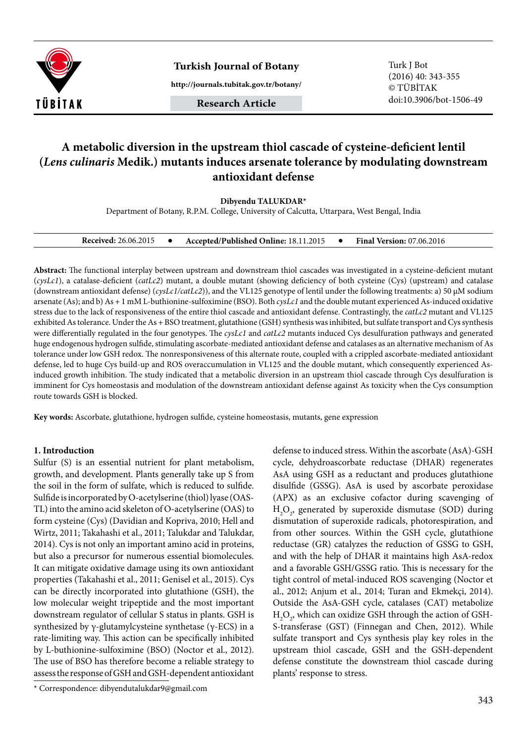# A metabolic diversion in the upstream thiol cascade of cysteine-deficient lentil (*Lens culinaris* Medik.) mutants induces arsenate tolerance by modulating downstream antioxidant defense

**Dibyendu TALUKDAR***

Department of Botany, R.P.M. College, University of Calcutta, Uttarpara, West Bengal, India

**Received:** 26.06.2015 • **Accepted/Published Online:** 18.11.2015 • **Final Version:** 07.06.2016

**Abstract:** The functional interplay between upstream and downstream thiol cascades was investigated in a cysteine-deficient mutant (*cysLc1*), a catalase-deficient (*catLc2*) mutant, a double mutant (showing deficiency of both cysteine (Cys) (upstream) and catalase (downstream antioxidant defense) (*cysLc1/catLc2*)), and the VL125 genotype of lentil under the following treatments: a) 50 µM sodium arsenate (As); and b) As + 1 mM L-buthionine-sulfoximine (BSO). Both *cysLc1* and the double mutant experienced As-induced oxidative stress due to the lack of responsiveness of the entire thiol cascade and antioxidant defense. Contrastingly, the *catLc2* mutant and VL125 exhibited As tolerance. Under the As + BSO treatment, glutathione (GSH) synthesis was inhibited, but sulfate transport and Cys synthesis were differentially regulated in the four genotypes. The *cysLc1* and *catLc2* mutants induced Cys desulfuration pathways and generated huge endogenous hydrogen sulfide, stimulating ascorbate-mediated antioxidant defense and catalases as an alternative mechanism of As tolerance under low GSH redox. The nonresponsiveness of this alternate route, coupled with a crippled ascorbate-mediated antioxidant defense, led to huge Cys build-up and ROS overaccumulation in VL125 and the double mutant, which consequently experienced As-induced growth inhibition. The study indicated that a metabolic diversion in an upstream thiol cascade through Cys desulfuration is imminent for Cys homeostasis and modulation of the downstream antioxidant defense against As toxicity when the Cys consumption route towards GSH is blocked.

**Key words:** Ascorbate, glutathione, hydrogen sulfide, cysteine homeostasis, mutants, gene expression

## 1. Introduction

Sulfur (S) is an essential nutrient for plant metabolism, growth, and development. Plants generally take up S from the soil in the form of sulfate, which is reduced to sulfide. Sulfide is incorporated by O-acetylserine (thiol) lyase (OAS-TL) into the amino acid skeleton of O-acetylserine (OAS) to form cysteine (Cys) (Davidian and Kopriva, 2010; Hell and Wirtz, 2011; Takahashi et al., 2011; Talukdar and Talukdar, 2014). Cys is not only an important amino acid in proteins, but also a precursor for numerous essential biomolecules. It can mitigate oxidative damage using its own antioxidant properties (Takahashi et al., 2011; Genisel et al., 2015). Cys can be directly incorporated into glutathione (GSH), the low molecular weight tripeptide and the most important downstream regulator of cellular S status in plants. GSH is synthesized by γ-glutamylcysteine synthetase (γ-ECS) in a rate-limiting way. This action can be specifically inhibited by L-buthionine-sulfoximine (BSO) (Noctor et al., 2012). The use of BSO has therefore become a reliable strategy to assess the response of GSH and GSH-dependent antioxidant defense to induced stress. Within the ascorbate (AsA)-GSH cycle, dehydroascorbate reductase (DHAR) regenerates AsA using GSH as a reductant and produces glutathione disulfide (GSSG). AsA is used by ascorbate peroxidase (APX) as an exclusive cofactor during scavenging of $H_2O_2$, generated by superoxide dismutase (SOD) during dismutation of superoxide radicals, photorespiration, and from other sources. Within the GSH cycle, glutathione reductase (GR) catalyzes the reduction of GSSG to GSH, and with the help of DHAR it maintains high AsA-redox and a favorable GSH/GSSG ratio. This is necessary for the tight control of metal-induced ROS scavenging (Noctor et al., 2012; Anjum et al., 2014; Turan and Ekmekçi, 2014). Outside the AsA-GSH cycle, catalases (CAT) metabolize $H_2O_2$, which can oxidize GSH through the action of GSH-S-transferase (GST) (Finnegan and Chen, 2012). While sulfate transport and Cys synthesis play key roles in the upstream thiol cascade, GSH and the GSH-dependent defense constitute the downstream thiol cascade during plants' response to stress.

\* Correspondence: dibyendutalukdar9@gmail.com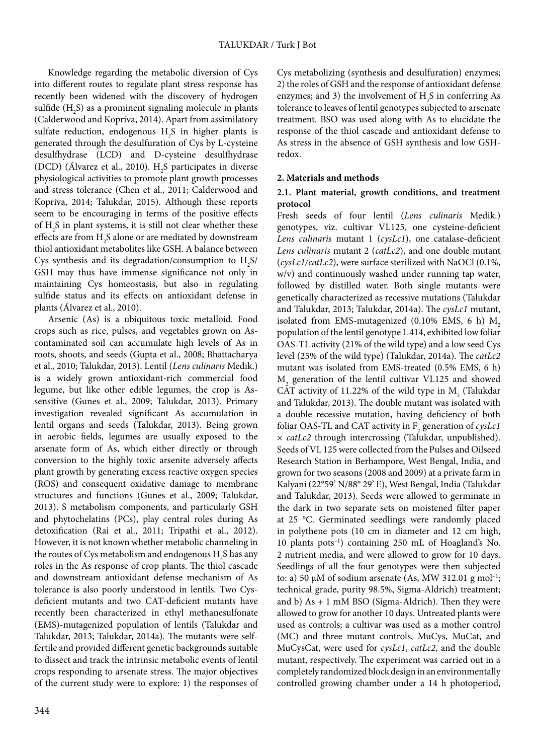Knowledge regarding the metabolic diversion of Cys into different routes to regulate plant stress response has recently been widened with the discovery of hydrogen sulfide ($H_2S$) as a prominent signaling molecule in plants (Calderwood and Kopriva, 2014). Apart from assimilatory sulfate reduction, endogenous $H_2S$ in higher plants is generated through the desulfuration of Cys by L-cysteine desulfhydrase (LCD) and D-cysteine desulfhydrase (DCD) (Álvarez et al., 2010). $H_2S$ participates in diverse physiological activities to promote plant growth processes and stress tolerance (Chen et al., 2011; Calderwood and Kopriva, 2014; Talukdar, 2015). Although these reports seem to be encouraging in terms of the positive effects of $H_2S$ in plant systems, it is still not clear whether these effects are from $H_2S$ alone or are mediated by downstream thiol antioxidant metabolites like GSH. A balance between Cys synthesis and its degradation/consumption to $H_2S$/GSH may thus have immense significance not only in maintaining Cys homeostasis, but also in regulating sulfide status and its effects on antioxidant defense in plants (Álvarez et al., 2010).

Arsenic (As) is a ubiquitous toxic metalloid. Food crops such as rice, pulses, and vegetables grown on As-contaminated soil can accumulate high levels of As in roots, shoots, and seeds (Gupta et al., 2008; Bhattacharya et al., 2010; Talukdar, 2013). Lentil (*Lens culinaris* Medik.) is a widely grown antioxidant-rich commercial food legume, but like other edible legumes, the crop is As-sensitive (Gunes et al., 2009; Talukdar, 2013). Primary investigation revealed significant As accumulation in lentil organs and seeds (Talukdar, 2013). Being grown in aerobic fields, legumes are usually exposed to the arsenate form of As, which either directly or through conversion to the highly toxic arsenite adversely affects plant growth by generating excess reactive oxygen species (ROS) and consequent oxidative damage to membrane structures and functions (Gunes et al., 2009; Talukdar, 2013). S metabolism components, and particularly GSH and phytochelatins (PCs), play central roles during As detoxification (Rai et al., 2011; Tripathi et al., 2012). However, it is not known whether metabolic channeling in the routes of Cys metabolism and endogenous $H_2S$ has any roles in the As response of crop plants. The thiol cascade and downstream antioxidant defense mechanism of As tolerance is also poorly understood in lentils. Two Cys-deficient mutants and two CAT-deficient mutants have recently been characterized in ethyl methanesulfonate (EMS)-mutagenized population of lentils (Talukdar and Talukdar, 2013; Talukdar, 2014a). The mutants were self-fertile and provided different genetic backgrounds suitable to dissect and track the intrinsic metabolic events of lentil crops responding to arsenate stress. The major objectives of the current study were to explore: 1) the responses of Cys metabolizing (synthesis and desulfuration) enzymes; 2) the roles of GSH and the response of antioxidant defense enzymes; and 3) the involvement of $H_2S$ in conferring As tolerance to leaves of lentil genotypes subjected to arsenate treatment. BSO was used along with As to elucidate the response of the thiol cascade and antioxidant defense to As stress in the absence of GSH synthesis and low GSH-redox.

## 2. Materials and methods

### 2.1. Plant material, growth conditions, and treatment protocol

Fresh seeds of four lentil (*Lens culinaris* Medik.) genotypes, viz. cultivar VL125, one cysteine-deficient *Lens culinaris* mutant 1 (*cysLc1*), one catalase-deficient *Lens culinaris* mutant 2 (*catLc2*), and one double mutant (*cysLc1/catLc2*), were surface sterilized with NaOCl (0.1%, w/v) and continuously washed under running tap water, followed by distilled water. Both single mutants were genetically characterized as recessive mutations (Talukdar and Talukdar, 2013; Talukdar, 2014a). The *cysLc1* mutant, isolated from EMS-mutagenized (0.10% EMS, 6 h) $M_2$ population of the lentil genotype L 414, exhibited low foliar OAS-TL activity (21% of the wild type) and a low seed Cys level (25% of the wild type) (Talukdar, 2014a). The *catLc2* mutant was isolated from EMS-treated (0.5% EMS, 6 h) $M_2$ generation of the lentil cultivar VL125 and showed CAT activity of 11.22% of the wild type in $M_2$ (Talukdar and Talukdar, 2013). The double mutant was isolated with a double recessive mutation, having deficiency of both foliar OAS-TL and CAT activity in $F_2$ generation of *cysLc1* × *catLc2* through intercrossing (Talukdar, unpublished). Seeds of VL 125 were collected from the Pulses and Oilseed Research Station in Berhampore, West Bengal, India, and grown for two seasons (2008 and 2009) at a private farm in Kalyani (22°59' N/88° 29' E), West Bengal, India (Talukdar and Talukdar, 2013). Seeds were allowed to germinate in the dark in two separate sets on moistened filter paper at 25 °C. Germinated seedlings were randomly placed in polythene pots (10 cm in diameter and 12 cm high, 10 plants $pots^{-1}$) containing 250 mL of Hoagland's No. 2 nutrient media, and were allowed to grow for 10 days. Seedlings of all the four genotypes were then subjected to: a) 50 µM of sodium arsenate (As, MW 312.01 g $mol^{-1}$; technical grade, purity 98.5%, Sigma-Aldrich) treatment; and b) As + 1 mM BSO (Sigma-Aldrich). Then they were allowed to grow for another 10 days. Untreated plants were used as controls; a cultivar was used as a mother control (MC) and three mutant controls, MuCys, MuCat, and MuCysCat, were used for *cysLc1*, *catLc2*, and the double mutant, respectively. The experiment was carried out in a completely randomized block design in an environmentally controlled growing chamber under a 14 h photoperiod,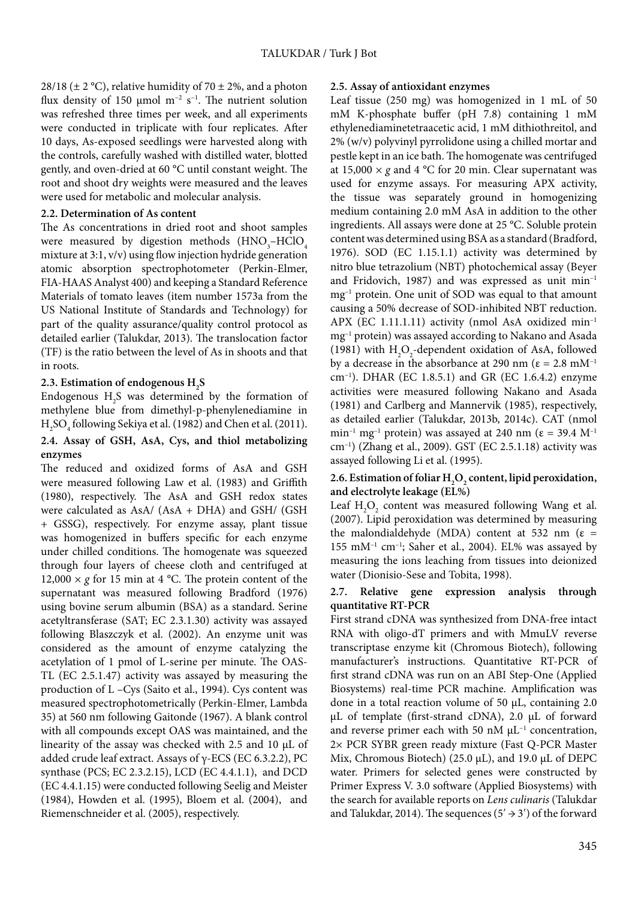28/18 (± 2 °C), relative humidity of 70 ± 2%, and a photon flux density of 150 µmol $m^{-2}$ $s^{-1}$. The nutrient solution was refreshed three times per week, and all experiments were conducted in triplicate with four replicates. After 10 days, As-exposed seedlings were harvested along with the controls, carefully washed with distilled water, blotted gently, and oven-dried at 60 °C until constant weight. The root and shoot dry weights were measured and the leaves were used for metabolic and molecular analysis.

### 2.2. Determination of As content

The As concentrations in dried root and shoot samples were measured by digestion methods ($HNO_3$–$HClO_4$ mixture at 3:1, v/v) using flow injection hydride generation atomic absorption spectrophotometer (Perkin-Elmer, FIA-HAAS Analyst 400) and keeping a Standard Reference Materials of tomato leaves (item number 1573a from the US National Institute of Standards and Technology) for part of the quality assurance/quality control protocol as detailed earlier (Talukdar, 2013). The translocation factor (TF) is the ratio between the level of As in shoots and that in roots.

### 2.3. Estimation of endogenous $H_2S$

Endogenous $H_2S$ was determined by the formation of methylene blue from dimethyl-p-phenylenediamine in $H_2SO_4$ following Sekiya et al. (1982) and Chen et al. (2011).

### 2.4. Assay of GSH, AsA, Cys, and thiol metabolizing enzymes

The reduced and oxidized forms of AsA and GSH were measured following Law et al. (1983) and Griffith (1980), respectively. The AsA and GSH redox states were calculated as AsA/ (AsA + DHA) and GSH/ (GSH + GSSG), respectively. For enzyme assay, plant tissue was homogenized in buffers specific for each enzyme under chilled conditions. The homogenate was squeezed through four layers of cheese cloth and centrifuged at 12,000 × *g* for 15 min at 4 °C. The protein content of the supernatant was measured following Bradford (1976) using bovine serum albumin (BSA) as a standard. Serine acetyltransferase (SAT; EC 2.3.1.30) activity was assayed following Blaszczyk et al. (2002). An enzyme unit was considered as the amount of enzyme catalyzing the acetylation of 1 pmol of L-serine per minute. The OAS-TL (EC 2.5.1.47) activity was assayed by measuring the production of L –Cys (Saito et al., 1994). Cys content was measured spectrophotometrically (Perkin-Elmer, Lambda 35) at 560 nm following Gaitonde (1967). A blank control with all compounds except OAS was maintained, and the linearity of the assay was checked with 2.5 and 10 µL of added crude leaf extract. Assays of γ-ECS (EC 6.3.2.2), PC synthase (PCS; EC 2.3.2.15), LCD (EC 4.4.1.1), and DCD (EC 4.4.1.15) were conducted following Seelig and Meister (1984), Howden et al. (1995), Bloem et al. (2004), and Riemenschneider et al. (2005), respectively.

### 2.5. Assay of antioxidant enzymes

Leaf tissue (250 mg) was homogenized in 1 mL of 50 mM K-phosphate buffer (pH 7.8) containing 1 mM ethylenediaminetetraacetic acid, 1 mM dithiothreitol, and 2% (w/v) polyvinyl pyrrolidone using a chilled mortar and pestle kept in an ice bath. The homogenate was centrifuged at 15,000 × *g* and 4 °C for 20 min. Clear supernatant was used for enzyme assays. For measuring APX activity, the tissue was separately ground in homogenizing medium containing 2.0 mM AsA in addition to the other ingredients. All assays were done at 25 °C. Soluble protein content was determined using BSA as a standard (Bradford, 1976). SOD (EC 1.15.1.1) activity was determined by nitro blue tetrazolium (NBT) photochemical assay (Beyer and Fridovich, 1987) and was expressed as unit $min^{-1}$ $mg^{-1}$ protein. One unit of SOD was equal to that amount causing a 50% decrease of SOD-inhibited NBT reduction. APX (EC 1.11.1.11) activity (nmol AsA oxidized $min^{-1}$ $mg^{-1}$ protein) was assayed according to Nakano and Asada (1981) with $H_2O_2$-dependent oxidation of AsA, followed by a decrease in the absorbance at 290 nm ($\varepsilon$ = 2.8 $mM^{-1}$ $cm^{-1}$). DHAR (EC 1.8.5.1) and GR (EC 1.6.4.2) enzyme activities were measured following Nakano and Asada (1981) and Carlberg and Mannervik (1985), respectively, as detailed earlier (Talukdar, 2013b, 2014c). CAT (nmol $min^{-1}$ $mg^{-1}$ protein) was assayed at 240 nm ($\varepsilon$ = 39.4 $M^{-1}$ $cm^{-1}$) (Zhang et al., 2009). GST (EC 2.5.1.18) activity was assayed following Li et al. (1995).

### 2.6. Estimation of foliar $H_2O_2$ content, lipid peroxidation, and electrolyte leakage (EL%)

Leaf $H_2O_2$ content was measured following Wang et al. (2007). Lipid peroxidation was determined by measuring the malondialdehyde (MDA) content at 532 nm ($\varepsilon$ = 155 $mM^{-1}$ $cm^{-1}$; Saher et al., 2004). EL% was assayed by measuring the ions leaching from tissues into deionized water (Dionisio-Sese and Tobita, 1998).

### 2.7. Relative gene expression analysis through quantitative RT-PCR

First strand cDNA was synthesized from DNA-free intact RNA with oligo-dT primers and with MmuLV reverse transcriptase enzyme kit (Chromous Biotech), following manufacturer's instructions. Quantitative RT-PCR of first strand cDNA was run on an ABI Step-One (Applied Biosystems) real-time PCR machine. Amplification was done in a total reaction volume of 50 µL, containing 2.0 µL of template (first-strand cDNA), 2.0 µL of forward and reverse primer each with 50 nM $\mu L^{-1}$ concentration, 2× PCR SYBR green ready mixture (Fast Q-PCR Master Mix, Chromous Biotech) (25.0 µL), and 19.0 µL of DEPC water. Primers for selected genes were constructed by Primer Express V. 3.0 software (Applied Biosystems) with the search for available reports on *Lens culinaris* (Talukdar and Talukdar, 2014). The sequences (5′ → 3′) of the forward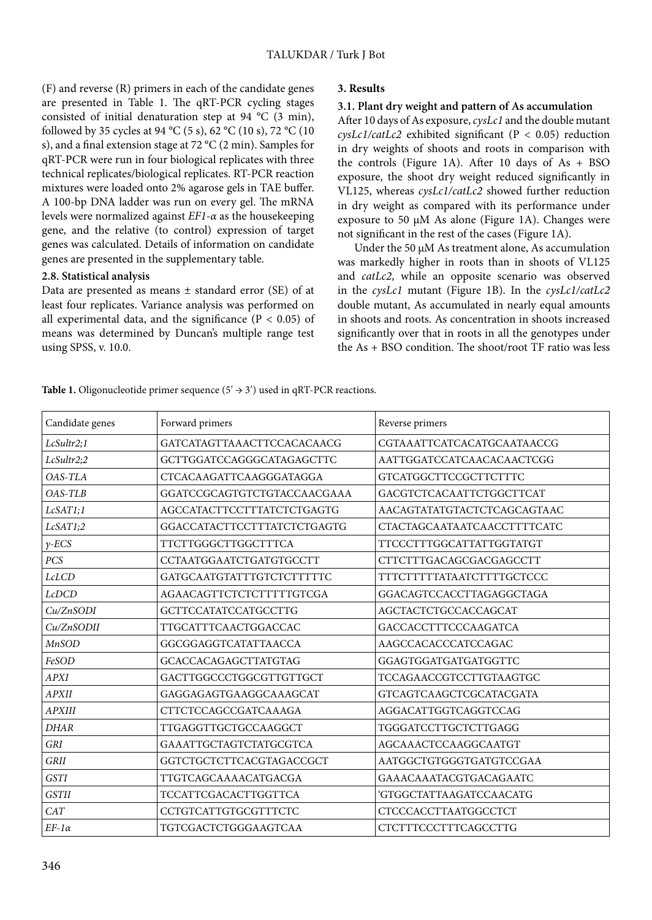(F) and reverse (R) primers in each of the candidate genes are presented in Table 1. The qRT-PCR cycling stages consisted of initial denaturation step at 94 °C (3 min), followed by 35 cycles at 94 °C (5 s), 62 °C (10 s), 72 °C (10 s), and a final extension stage at 72 °C (2 min). Samples for qRT-PCR were run in four biological replicates with three technical replicates/biological replicates. RT-PCR reaction mixtures were loaded onto 2% agarose gels in TAE buffer. A 100-bp DNA ladder was run on every gel. The mRNA levels were normalized against *EF1-α* as the housekeeping gene, and the relative (to control) expression of target genes was calculated. Details of information on candidate genes are presented in the supplementary table.

### 2.8. Statistical analysis

Data are presented as means ± standard error (SE) of at least four replicates. Variance analysis was performed on all experimental data, and the significance ($P < 0.05$) of means was determined by Duncan's multiple range test using SPSS, v. 10.0.

## 3. Results

### 3.1. Plant dry weight and pattern of As accumulation

After 10 days of As exposure, *cysLc1* and the double mutant *cysLc1/catLc2* exhibited significant ($P < 0.05$) reduction in dry weights of shoots and roots in comparison with the controls (Figure 1A). After 10 days of As + BSO exposure, the shoot dry weight reduced significantly in VL125, whereas *cysLc1/catLc2* showed further reduction in dry weight as compared with its performance under exposure to 50 µM As alone (Figure 1A). Changes were not significant in the rest of the cases (Figure 1A).

Under the 50 µM As treatment alone, As accumulation was markedly higher in roots than in shoots of VL125 and *catLc2*, while an opposite scenario was observed in the *cysLc1* mutant (Figure 1B). In the *cysLc1/catLc2* double mutant, As accumulated in nearly equal amounts in shoots and roots. As concentration in shoots increased significantly over that in roots in all the genotypes under the As + BSO condition. The shoot/root TF ratio was less

**Table 1.** Oligonucleotide primer sequence (5′ → 3′) used in qRT-PCR reactions.

| Candidate genes | Forward primers | Reverse primers |
|---|---|---|
| *LcSultr2;1* | GATCATAGTTAAACTTCCACACAACG | CGTAAATTCATCACATGCAATAACCG |
| *LcSultr2;2* | GCTTGGATCCAGGGCATAGAGCTTC | AATTGGATCCATCAACACAACTCGG |
| *OAS-TLA* | CTCACAAGATTCAAGGGATAGGA | GTCATGGCTTCCGCTTCTTTC |
| *OAS-TLB* | GGATCCGCAGTGTCTGTACCAACGAAA | GACGTCTCACAATTCTGGCTTCAT |
| *LcSAT1;1* | AGCCATACTTCCTTTATCTCTGAGTG | AACAGTATATGTACTCTCAGCAGTAAC |
| *LcSAT1;2* | GGACCATACTTCCTTTATCTCTGAGTG | CTACTAGCAATAATCAACCTTTTCATC |
| *γ-ECS* | TTCTTGGGCTTGGCTTTCA | TTCCCTTTGGCATTATTGGTATGT |
| *PCS* | CCTAATGGAATCTGATGTGCCTT | CTTCTTTGACAGCGACGAGCCTT |
| *LcLCD* | GATGCAATGTATTTGTCTCTTTTTC | TTTCTTTTTATAATCTTTTGCTCCC |
| *LcDCD* | AGAACAGTTCTCTCTTTTTGTCGA | GGACAGTCCACCTTAGAGGCTAGA |
| *Cu/ZnSODI* | GCTTCCATATCCATGCCTTG | AGCTACTCTGCCACCAGCAT |
| *Cu/ZnSODII* | TTGCATTTCAACTGGACCAC | GACCACCTTTCCCAAGATCA |
| *MnSOD* | GGCGGAGGTCATATTAACCA | AAGCCACACCCATCCAGAC |
| *FeSOD* | GCACCACAGAGCTTATGTAG | GGAGTGGATGATGATGGTTC |
| *APXI* | GACTTGGCCCTGGCGTTGTTGCT | TCCAGAACCGTCCTTGTAAGTGC |
| *APXII* | GAGGAGAGTGAAGGCAAAGCAT | GTCAGTCAAGCTCGCATACGATA |
| *APXIII* | CTTCTCCAGCCGATCAAAGA | AGGACATTGGTCAGGTCCAG |
| *DHAR* | TTGAGGTTGCTGCCAAGGCT | TGGGATCCTTGCTCTTGAGG |
| *GRI* | GAAATTGCTAGTCTATGCGTCA | AGCAAACTCCAAGGCAATGT |
| *GRII* | GGTCTGCTCTTCACGTAGACCGCT | AATGGCTGTGGGTGATGTCCGAA |
| *GSTI* | TTGTCAGCAAAACATGACGA | GAAACAAATACGTGACAGAATC |
| *GSTII* | TCCATTCGACACTTGGTTCA | 'GTGGCTATTAAGATCCAACATG |
| *CAT* | CCTGTCATTGTGCGTTTCTC | CTCCCACCTTAATGGCCTCT |
| *EF-1α* | TGTCGACTCTGGGAAGTCAA | CTCTTTCCCTTTCAGCCTTG |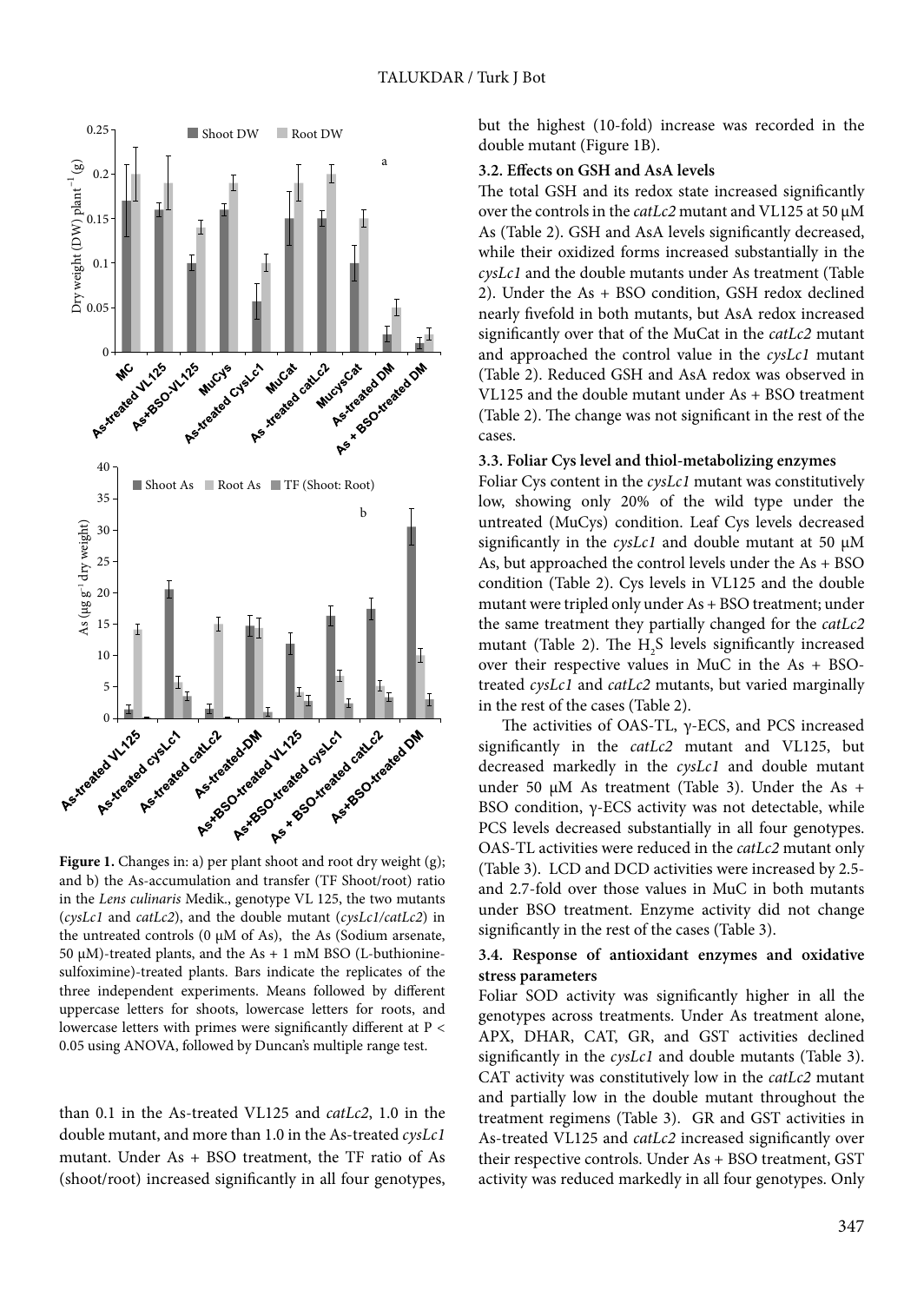**Figure 1.** Changes in: a) per plant shoot and root dry weight (g); and b) the As-accumulation and transfer (TF Shoot/root) ratio in the *Lens culinaris* Medik., genotype VL 125, the two mutants (*cysLc1* and *catLc2*), and the double mutant (*cysLc1/catLc2*) in the untreated controls (0 µM of As), the As (Sodium arsenate, 50 µM)-treated plants, and the As + 1 mM BSO (L-buthionine-sulfoximine)-treated plants. Bars indicate the replicates of the three independent experiments. Means followed by different uppercase letters for shoots, lowercase letters for roots, and lowercase letters with primes were significantly different at $P < 0.05$ using ANOVA, followed by Duncan's multiple range test.

than 0.1 in the As-treated VL125 and *catLc2*, 1.0 in the double mutant, and more than 1.0 in the As-treated *cysLc1* mutant. Under As + BSO treatment, the TF ratio of As (shoot/root) increased significantly in all four genotypes, but the highest (10-fold) increase was recorded in the double mutant (Figure 1B).

### 3.2. Effects on GSH and AsA levels

The total GSH and its redox state increased significantly over the controls in the *catLc2* mutant and VL125 at 50 µM As (Table 2). GSH and AsA levels significantly decreased, while their oxidized forms increased substantially in the *cysLc1* and the double mutants under As treatment (Table 2). Under the As + BSO condition, GSH redox declined nearly fivefold in both mutants, but AsA redox increased significantly over that of the MuCat in the *catLc2* mutant and approached the control value in the *cysLc1* mutant (Table 2). Reduced GSH and AsA redox was observed in VL125 and the double mutant under As + BSO treatment (Table 2). The change was not significant in the rest of the cases.

### 3.3. Foliar Cys level and thiol-metabolizing enzymes

Foliar Cys content in the *cysLc1* mutant was constitutively low, showing only 20% of the wild type under the untreated (MuCys) condition. Leaf Cys levels decreased significantly in the *cysLc1* and double mutant at 50 µM As, but approached the control levels under the As + BSO condition (Table 2). Cys levels in VL125 and the double mutant were tripled only under As + BSO treatment; under the same treatment they partially changed for the *catLc2* mutant (Table 2). The $H_2S$ levels significantly increased over their respective values in MuC in the As + BSO-treated *cysLc1* and *catLc2* mutants, but varied marginally in the rest of the cases (Table 2).

The activities of OAS-TL, γ-ECS, and PCS increased significantly in the *catLc2* mutant and VL125, but decreased markedly in the *cysLc1* and double mutant under 50 µM As treatment (Table 3). Under the As + BSO condition, γ-ECS activity was not detectable, while PCS levels decreased substantially in all four genotypes. OAS-TL activities were reduced in the *catLc2* mutant only (Table 3). LCD and DCD activities were increased by 2.5- and 2.7-fold over those values in MuC in both mutants under BSO treatment. Enzyme activity did not change significantly in the rest of the cases (Table 3).

### 3.4. Response of antioxidant enzymes and oxidative stress parameters

Foliar SOD activity was significantly higher in all the genotypes across treatments. Under As treatment alone, APX, DHAR, CAT, GR, and GST activities declined significantly in the *cysLc1* and double mutants (Table 3). CAT activity was constitutively low in the *catLc2* mutant and partially low in the double mutant throughout the treatment regimens (Table 3). GR and GST activities in As-treated VL125 and *catLc2* increased significantly over their respective controls. Under As + BSO treatment, GST activity was reduced markedly in all four genotypes. Only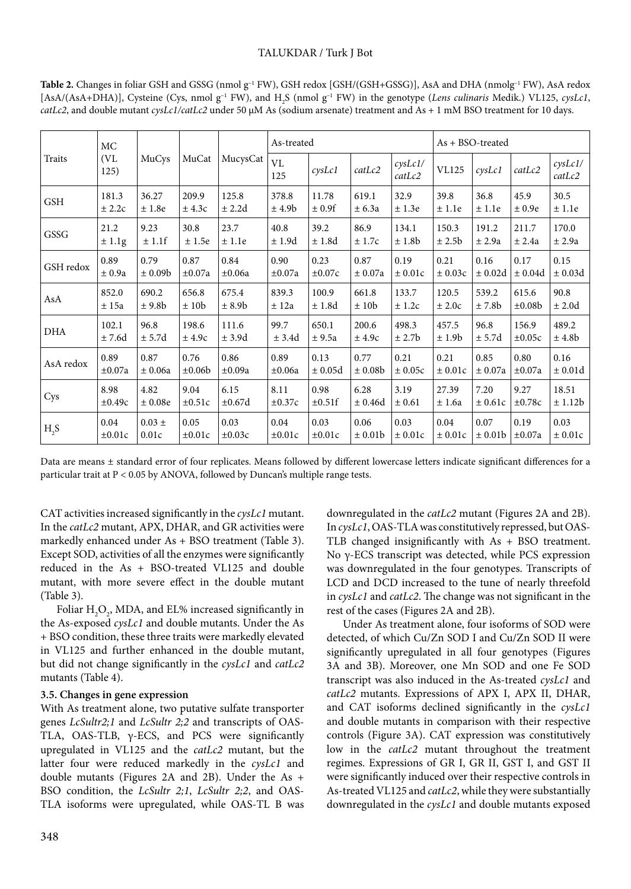**Table 2.** Changes in foliar GSH and GSSG (nmol $g^{-1}$ FW), GSH redox [GSH/(GSH+GSSG)], AsA and DHA (nmolg$^{-1}$ FW), AsA redox [AsA/(AsA+DHA)], Cysteine (Cys, nmol $g^{-1}$ FW), and $H_2S$ (nmol $g^{-1}$ FW) in the genotype (*Lens culinaris* Medik.) VL125, *cysLc1*, *catLc2*, and double mutant *cysLc1/catLc2* under 50 µM As (sodium arsenate) treatment and As + 1 mM BSO treatment for 10 days.

| Traits | MC (VL 125) | MuCys | MuCat | MucysCat | As-treated | | | | As + BSO-treated | | | |
|---|---|---|---|---|---|---|---|---|---|---|---|---|
| | | | | | VL 125 | *cysLc1* | *catLc2* | *cysLc1/ catLc2* | VL125 | *cysLc1* | *catLc2* | *cysLc1/ catLc2* |
| GSH | 181.3 ± 2.2c | 36.27 ± 1.8e | 209.9 ± 4.3c | 125.8 ± 2.2d | 378.8 ± 4.9b | 11.78 ± 0.9f | 619.1 ± 6.3a | 32.9 ± 1.3e | 39.8 ± 1.1e | 36.8 ± 1.1e | 45.9 ± 0.9e | 30.5 ± 1.1e |
| GSSG | 21.2 ± 1.1g | 9.23 ± 1.1f | 30.8 ± 1.5e | 23.7 ± 1.1e | 40.8 ± 1.9d | 39.2 ± 1.8d | 86.9 ± 1.7c | 134.1 ± 1.8b | 150.3 ± 2.5b | 191.2 ± 2.9a | 211.7 ± 2.4a | 170.0 ± 2.9a |
| GSH redox | 0.89 ± 0.9a | 0.79 ± 0.09b | 0.87 ±0.07a | 0.84 ±0.06a | 0.90 ±0.07a | 0.23 ±0.07c | 0.87 ± 0.07a | 0.19 ± 0.01c | 0.21 ± 0.03c | 0.16 ± 0.02d | 0.17 ± 0.04d | 0.15 ± 0.03d |
| AsA | 852.0 ± 15a | 690.2 ± 9.8b | 656.8 ± 10b | 675.4 ± 8.9b | 839.3 ± 12a | 100.9 ± 1.8d | 661.8 ± 10b | 133.7 ± 1.2c | 120.5 ± 2.0c | 539.2 ± 7.8b | 615.6 ±0.08b | 90.8 ± 2.0d |
| DHA | 102.1 ± 7.6d | 96.8 ± 5.7d | 198.6 ± 4.9c | 111.6 ± 3.9d | 99.7 ± 3.4d | 650.1 ± 9.5a | 200.6 ± 4.9c | 498.3 ± 2.7b | 457.5 ± 1.9b | 96.8 ± 5.7d | 156.9 ±0.05c | 489.2 ± 4.8b |
| AsA redox | 0.89 ±0.07a | 0.87 ± 0.06a | 0.76 ±0.06b | 0.86 ±0.09a | 0.89 ±0.06a | 0.13 ± 0.05d | 0.77 ± 0.08b | 0.21 ± 0.05c | 0.21 ± 0.01c | 0.85 ± 0.07a | 0.80 ±0.07a | 0.16 ± 0.01d |
| Cys | 8.98 ±0.49c | 4.82 ± 0.08e | 9.04 ±0.51c | 6.15 ±0.67d | 8.11 ±0.37c | 0.98 ±0.51f | 6.28 ± 0.46d | 3.19 ± 0.61 | 27.39 ± 1.6a | 7.20 ± 0.61c | 9.27 ±0.78c | 18.51 ± 1.12b |
| $H_2S$ | 0.04 ±0.01c | 0.03 ± 0.01c | 0.05 ±0.01c | 0.03 ±0.03c | 0.04 ±0.01c | 0.03 ±0.01c | 0.06 ± 0.01b | 0.03 ± 0.01c | 0.04 ± 0.01c | 0.07 ± 0.01b | 0.19 ±0.07a | 0.03 ± 0.01c |

Data are means ± standard error of four replicates. Means followed by different lowercase letters indicate significant differences for a particular trait at P < 0.05 by ANOVA, followed by Duncan's multiple range tests.

CAT activities increased significantly in the *cysLc1* mutant. In the *catLc2* mutant, APX, DHAR, and GR activities were markedly enhanced under As + BSO treatment (Table 3). Except SOD, activities of all the enzymes were significantly reduced in the As + BSO-treated VL125 and double mutant, with more severe effect in the double mutant (Table 3).

Foliar $H_2O_2$, MDA, and EL% increased significantly in the As-exposed *cysLc1* and double mutants. Under the As + BSO condition, these three traits were markedly elevated in VL125 and further enhanced in the double mutant, but did not change significantly in the *cysLc1* and *catLc2* mutants (Table 4).

### 3.5. Changes in gene expression

With As treatment alone, two putative sulfate transporter genes *LcSultr2;1* and *LcSultr 2;2* and transcripts of OAS-TLA, OAS-TLB, γ-ECS, and PCS were significantly upregulated in VL125 and the *catLc2* mutant, but the latter four were reduced markedly in the *cysLc1* and double mutants (Figures 2A and 2B). Under the As + BSO condition, the *LcSultr 2;1*, *LcSultr 2;2*, and OAS-TLA isoforms were upregulated, while OAS-TL B was downregulated in the *catLc2* mutant (Figures 2A and 2B). In *cysLc1*, OAS-TLA was constitutively repressed, but OAS-TLB changed insignificantly with As + BSO treatment. No γ-ECS transcript was detected, while PCS expression was downregulated in the four genotypes. Transcripts of LCD and DCD increased to the tune of nearly threefold in *cysLc1* and *catLc2*. The change was not significant in the rest of the cases (Figures 2A and 2B).

Under As treatment alone, four isoforms of SOD were detected, of which Cu/Zn SOD I and Cu/Zn SOD II were significantly upregulated in all four genotypes (Figures 3A and 3B). Moreover, one Mn SOD and one Fe SOD transcript was also induced in the As-treated *cysLc1* and *catLc2* mutants. Expressions of APX I, APX II, DHAR, and CAT isoforms declined significantly in the *cysLc1* and double mutants in comparison with their respective controls (Figure 3A). CAT expression was constitutively low in the *catLc2* mutant throughout the treatment regimes. Expressions of GR I, GR II, GST I, and GST II were significantly induced over their respective controls in As-treated VL125 and *catLc2*, while they were substantially downregulated in the *cysLc1* and double mutants exposed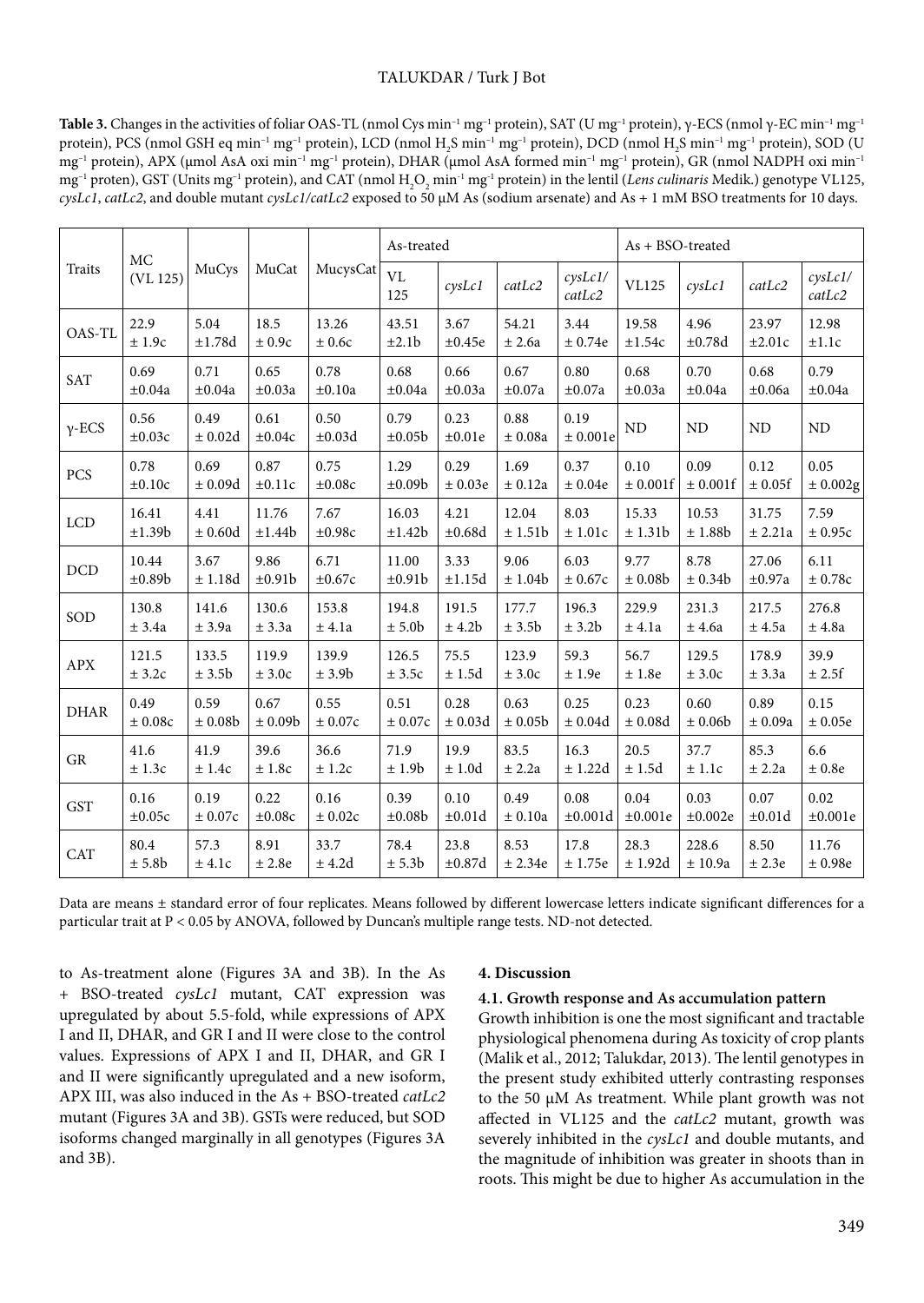**Table 3.** Changes in the activities of foliar OAS-TL (nmol Cys min$^{-1}$ mg$^{-1}$ protein), SAT (U mg$^{-1}$ protein), γ-ECS (nmol γ-EC min$^{-1}$ mg$^{-1}$ protein), PCS (nmol GSH eq min$^{-1}$ mg$^{-1}$ protein), LCD (nmol $H_2S$ min$^{-1}$ mg$^{-1}$ protein), DCD (nmol $H_2S$ min$^{-1}$ mg$^{-1}$ protein), SOD (U mg$^{-1}$ protein), APX (μmol AsA oxi min$^{-1}$ mg$^{-1}$ protein), DHAR (μmol AsA formed min$^{-1}$ mg$^{-1}$ protein), GR (nmol NADPH oxi min$^{-1}$ mg$^{-1}$ proten), GST (Units mg$^{-1}$ protein), and CAT (nmol $H_2O_2$ min$^{-1}$ mg$^{-1}$ protein) in the lentil (*Lens culinaris* Medik.) genotype VL125, *cysLc1*, *catLc2*, and double mutant *cysLc1/catLc2* exposed to 50 μM As (sodium arsenate) and As + 1 mM BSO treatments for 10 days.

| Traits | MC (VL 125) | MuCys | MuCat | MucysCat | As-treated | | | | As + BSO-treated | | | |
|---|---|---|---|---|---|---|---|---|---|---|---|---|
| | | | | | VL 125 | *cysLc1* | *catLc2* | *cysLc1/catLc2* | VL125 | *cysLc1* | *catLc2* | *cysLc1/catLc2* |
| OAS-TL | 22.9 ± 1.9c | 5.04 ±1.78d | 18.5 ± 0.9c | 13.26 ± 0.6c | 43.51 ±2.1b | 3.67 ±0.45e | 54.21 ± 2.6a | 3.44 ± 0.74e | 19.58 ±1.54c | 4.96 ±0.78d | 23.97 ±2.01c | 12.98 ±1.1c |
| SAT | 0.69 ±0.04a | 0.71 ±0.04a | 0.65 ±0.03a | 0.78 ±0.10a | 0.68 ±0.04a | 0.66 ±0.03a | 0.67 ±0.07a | 0.80 ±0.07a | 0.68 ±0.03a | 0.70 ±0.04a | 0.68 ±0.06a | 0.79 ±0.04a |
| γ-ECS | 0.56 ±0.03c | 0.49 ± 0.02d | 0.61 ±0.04c | 0.50 ±0.03d | 0.79 ±0.05b | 0.23 ±0.01e | 0.88 ± 0.08a | 0.19 ± 0.001e | ND | ND | ND | ND |
| PCS | 0.78 ±0.10c | 0.69 ± 0.09d | 0.87 ±0.11c | 0.75 ±0.08c | 1.29 ±0.09b | 0.29 ± 0.03e | 1.69 ± 0.12a | 0.37 ± 0.04e | 0.10 ± 0.001f | 0.09 ± 0.001f | 0.12 ± 0.05f | 0.05 ± 0.002g |
| LCD | 16.41 ±1.39b | 4.41 ± 0.60d | 11.76 ±1.44b | 7.67 ±0.98c | 16.03 ±1.42b | 4.21 ±0.68d | 12.04 ± 1.51b | 8.03 ± 1.01c | 15.33 ± 1.31b | 10.53 ± 1.88b | 31.75 ± 2.21a | 7.59 ± 0.95c |
| DCD | 10.44 ±0.89b | 3.67 ± 1.18d | 9.86 ±0.91b | 6.71 ±0.67c | 11.00 ±0.91b | 3.33 ±1.15d | 9.06 ± 1.04b | 6.03 ± 0.67c | 9.77 ± 0.08b | 8.78 ± 0.34b | 27.06 ±0.97a | 6.11 ± 0.78c |
| SOD | 130.8 ± 3.4a | 141.6 ± 3.9a | 130.6 ± 3.3a | 153.8 ± 4.1a | 194.8 ± 5.0b | 191.5 ± 4.2b | 177.7 ± 3.5b | 196.3 ± 3.2b | 229.9 ± 4.1a | 231.3 ± 4.6a | 217.5 ± 4.5a | 276.8 ± 4.8a |
| APX | 121.5 ± 3.2c | 133.5 ± 3.5b | 119.9 ± 3.0c | 139.9 ± 3.9b | 126.5 ± 3.5c | 75.5 ± 1.5d | 123.9 ± 3.0c | 59.3 ± 1.9e | 56.7 ± 1.8e | 129.5 ± 3.0c | 178.9 ± 3.3a | 39.9 ± 2.5f |
| DHAR | 0.49 ± 0.08c | 0.59 ± 0.08b | 0.67 ± 0.09b | 0.55 ± 0.07c | 0.51 ± 0.07c | 0.28 ± 0.03d | 0.63 ± 0.05b | 0.25 ± 0.04d | 0.23 ± 0.08d | 0.60 ± 0.06b | 0.89 ± 0.09a | 0.15 ± 0.05e |
| GR | 41.6 ± 1.3c | 41.9 ± 1.4c | 39.6 ± 1.8c | 36.6 ± 1.2c | 71.9 ± 1.9b | 19.9 ± 1.0d | 83.5 ± 2.2a | 16.3 ± 1.22d | 20.5 ± 1.5d | 37.7 ± 1.1c | 85.3 ± 2.2a | 6.6 ± 0.8e |
| GST | 0.16 ±0.05c | 0.19 ± 0.07c | 0.22 ±0.08c | 0.16 ± 0.02c | 0.39 ±0.08b | 0.10 ±0.01d | 0.49 ± 0.10a | 0.08 ±0.001d | 0.04 ±0.001e | 0.03 ±0.002e | 0.07 ±0.01d | 0.02 ±0.001e |
| CAT | 80.4 ± 5.8b | 57.3 ± 4.1c | 8.91 ± 2.8e | 33.7 ± 4.2d | 78.4 ± 5.3b | 23.8 ±0.87d | 8.53 ± 2.34e | 17.8 ± 1.75e | 28.3 ± 1.92d | 228.6 ± 10.9a | 8.50 ± 2.3e | 11.76 ± 0.98e |

Data are means ± standard error of four replicates. Means followed by different lowercase letters indicate significant differences for a particular trait at P < 0.05 by ANOVA, followed by Duncan's multiple range tests. ND-not detected.

to As-treatment alone (Figures 3A and 3B). In the As + BSO-treated *cysLc1* mutant, CAT expression was upregulated by about 5.5-fold, while expressions of APX I and II, DHAR, and GR I and II were close to the control values. Expressions of APX I and II, DHAR, and GR I and II were significantly upregulated and a new isoform, APX III, was also induced in the As + BSO-treated *catLc2* mutant (Figures 3A and 3B). GSTs were reduced, but SOD isoforms changed marginally in all genotypes (Figures 3A and 3B).

## 4. Discussion

### 4.1. Growth response and As accumulation pattern

Growth inhibition is one the most significant and tractable physiological phenomena during As toxicity of crop plants (Malik et al., 2012; Talukdar, 2013). The lentil genotypes in the present study exhibited utterly contrasting responses to the 50 μM As treatment. While plant growth was not affected in VL125 and the *catLc2* mutant, growth was severely inhibited in the *cysLc1* and double mutants, and the magnitude of inhibition was greater in shoots than in roots. This might be due to higher As accumulation in the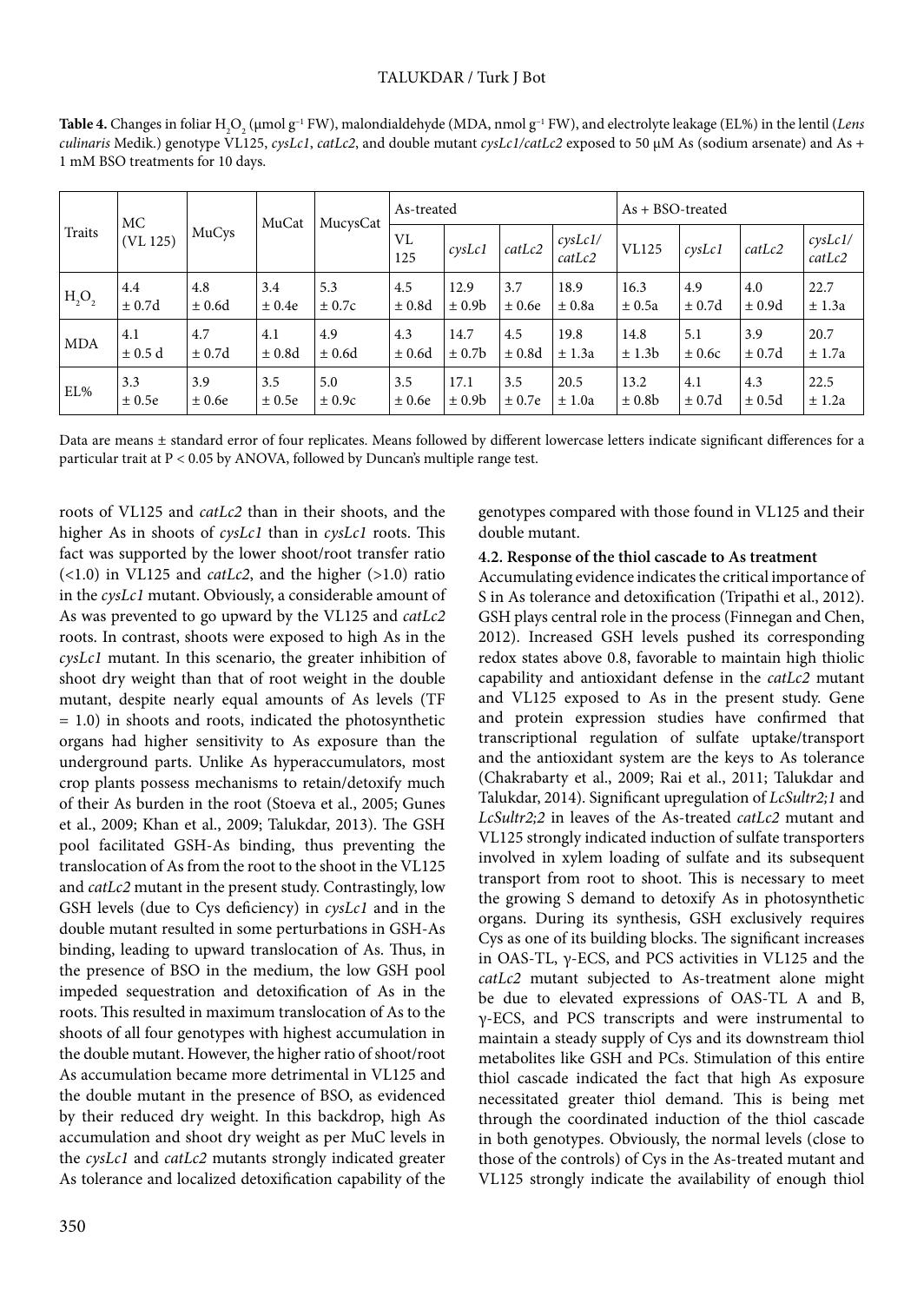**Table 4.** Changes in foliar $H_2O_2$ (µmol g$^{-1}$ FW), malondialdehyde (MDA, nmol g$^{-1}$ FW), and electrolyte leakage (EL%) in the lentil (*Lens culinaris* Medik.) genotype VL125, *cysLc1*, *catLc2*, and double mutant *cysLc1/catLc2* exposed to 50 µM As (sodium arsenate) and As + 1 mM BSO treatments for 10 days.

| Traits | MC (VL 125) | MuCys | MuCat | MucysCat | As-treated | | | | As + BSO-treated | | | |
|---|---|---|---|---|---|---|---|---|---|---|---|---|
| | | | | | VL 125 | *cysLc1* | *catLc2* | *cysLc1/catLc2* | VL125 | *cysLc1* | *catLc2* | *cysLc1/catLc2* |
| $H_2O_2$ | 4.4 ± 0.7d | 4.8 ± 0.6d | 3.4 ± 0.4e | 5.3 ± 0.7c | 4.5 ± 0.8d | 12.9 ± 0.9b | 3.7 ± 0.6e | 18.9 ± 0.8a | 16.3 ± 0.5a | 4.9 ± 0.7d | 4.0 ± 0.9d | 22.7 ± 1.3a |
| MDA | 4.1 ± 0.5 d | 4.7 ± 0.7d | 4.1 ± 0.8d | 4.9 ± 0.6d | 4.3 ± 0.6d | 14.7 ± 0.7b | 4.5 ± 0.8d | 19.8 ± 1.3a | 14.8 ± 1.3b | 5.1 ± 0.6c | 3.9 ± 0.7d | 20.7 ± 1.7a |
| EL% | 3.3 ± 0.5e | 3.9 ± 0.6e | 3.5 ± 0.5e | 5.0 ± 0.9c | 3.5 ± 0.6e | 17.1 ± 0.9b | 3.5 ± 0.7e | 20.5 ± 1.0a | 13.2 ± 0.8b | 4.1 ± 0.7d | 4.3 ± 0.5d | 22.5 ± 1.2a |

Data are means ± standard error of four replicates. Means followed by different lowercase letters indicate significant differences for a particular trait at P < 0.05 by ANOVA, followed by Duncan's multiple range test.

roots of VL125 and *catLc2* than in their shoots, and the higher As in shoots of *cysLc1* than in *cysLc1* roots. This fact was supported by the lower shoot/root transfer ratio (<1.0) in VL125 and *catLc2*, and the higher (>1.0) ratio in the *cysLc1* mutant. Obviously, a considerable amount of As was prevented to go upward by the VL125 and *catLc2* roots. In contrast, shoots were exposed to high As in the *cysLc1* mutant. In this scenario, the greater inhibition of shoot dry weight than that of root weight in the double mutant, despite nearly equal amounts of As levels (TF = 1.0) in shoots and roots, indicated the photosynthetic organs had higher sensitivity to As exposure than the underground parts. Unlike As hyperaccumulators, most crop plants possess mechanisms to retain/detoxify much of their As burden in the root (Stoeva et al., 2005; Gunes et al., 2009; Khan et al., 2009; Talukdar, 2013). The GSH pool facilitated GSH-As binding, thus preventing the translocation of As from the root to the shoot in the VL125 and *catLc2* mutant in the present study. Contrastingly, low GSH levels (due to Cys deficiency) in *cysLc1* and in the double mutant resulted in some perturbations in GSH-As binding, leading to upward translocation of As. Thus, in the presence of BSO in the medium, the low GSH pool impeded sequestration and detoxification of As in the roots. This resulted in maximum translocation of As to the shoots of all four genotypes with highest accumulation in the double mutant. However, the higher ratio of shoot/root As accumulation became more detrimental in VL125 and the double mutant in the presence of BSO, as evidenced by their reduced dry weight. In this backdrop, high As accumulation and shoot dry weight as per MuC levels in the *cysLc1* and *catLc2* mutants strongly indicated greater As tolerance and localized detoxification capability of the genotypes compared with those found in VL125 and their double mutant.

### 4.2. Response of the thiol cascade to As treatment

Accumulating evidence indicates the critical importance of S in As tolerance and detoxification (Tripathi et al., 2012). GSH plays central role in the process (Finnegan and Chen, 2012). Increased GSH levels pushed its corresponding redox states above 0.8, favorable to maintain high thiolic capability and antioxidant defense in the *catLc2* mutant and VL125 exposed to As in the present study. Gene and protein expression studies have confirmed that transcriptional regulation of sulfate uptake/transport and the antioxidant system are the keys to As tolerance (Chakrabarty et al., 2009; Rai et al., 2011; Talukdar and Talukdar, 2014). Significant upregulation of *LcSultr2;1* and *LcSultr2;2* in leaves of the As-treated *catLc2* mutant and VL125 strongly indicated induction of sulfate transporters involved in xylem loading of sulfate and its subsequent transport from root to shoot. This is necessary to meet the growing S demand to detoxify As in photosynthetic organs. During its synthesis, GSH exclusively requires Cys as one of its building blocks. The significant increases in OAS-TL, γ-ECS, and PCS activities in VL125 and the *catLc2* mutant subjected to As-treatment alone might be due to elevated expressions of OAS-TL A and B, γ-ECS, and PCS transcripts and were instrumental to maintain a steady supply of Cys and its downstream thiol metabolites like GSH and PCs. Stimulation of this entire thiol cascade indicated the fact that high As exposure necessitated greater thiol demand. This is being met through the coordinated induction of the thiol cascade in both genotypes. Obviously, the normal levels (close to those of the controls) of Cys in the As-treated mutant and VL125 strongly indicate the availability of enough thiol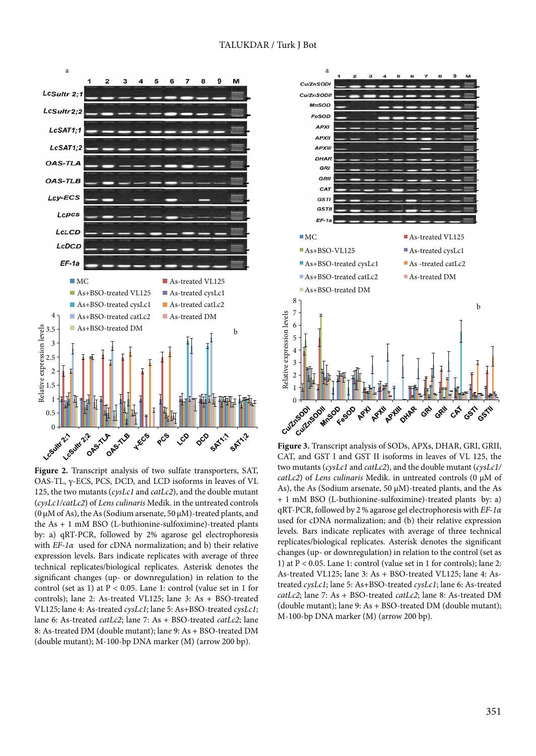**Figure 2.** Transcript analysis of two sulfate transporters, SAT, OAS-TL, γ-ECS, PCS, DCD, and LCD isoforms in leaves of VL 125, the two mutants (*cysLc1* and *catLc2*), and the double mutant (*cysLc1/catLc2*) of *Lens culinaris* Medik. in the untreated controls (0 µM of As), the As (Sodium arsenate, 50 µM)-treated plants, and the As + 1 mM BSO (L-buthionine-sulfoximine)-treated plants by: a) qRT-PCR, followed by 2% agarose gel electrophoresis with *EF-1α* used for cDNA normalization; and b) their relative expression levels. Bars indicate replicates with average of three technical replicates/biological replicates. Asterisk denotes the significant changes (up- or downregulation) in relation to the control (set as 1) at P < 0.05. Lane 1: control (value set in 1 for controls); lane 2: As-treated VL125; lane 3: As + BSO-treated VL125; lane 4: As-treated *cysLc1*; lane 5: As+BSO-treated *cysLc1*; lane 6: As-treated *catLc2*; lane 7: As + BSO-treated *catLc2*; lane 8: As-treated DM (double mutant); lane 9: As + BSO-treated DM (double mutant); M-100-bp DNA marker (M) (arrow 200 bp).

**Figure 3.** Transcript analysis of SODs, APXs, DHAR, GRI, GRII, CAT, and GST I and GST II isoforms in leaves of VL 125, the two mutants (*cysLc1* and *catLc2*), and the double mutant (*cysLc1/catLc2*) of *Lens culinaris* Medik. in untreated controls (0 µM of As), the As (Sodium arsenate, 50 µM)-treated plants, and the As + 1 mM BSO (L-buthionine-sulfoximine)-treated plants by: a) qRT-PCR, followed by 2 % agarose gel electrophoresis with *EF-1α* used for cDNA normalization; and (b) their relative expression levels. Bars indicate replicates with average of three technical replicates/biological replicates. Asterisk denotes the significant changes (up- or downregulation) in relation to the control (set as 1) at P < 0.05. Lane 1: control (value set in 1 for controls); lane 2: As-treated VL125; lane 3: As + BSO-treated VL125; lane 4: As-treated *cysLc1*; lane 5: As+BSO-treated *cysLc1*; lane 6: As-treated *catLc2*; lane 7: As + BSO-treated *catLc2*; lane 8: As-treated DM (double mutant); lane 9: As + BSO-treated DM (double mutant); M-100-bp DNA marker (M) (arrow 200 bp).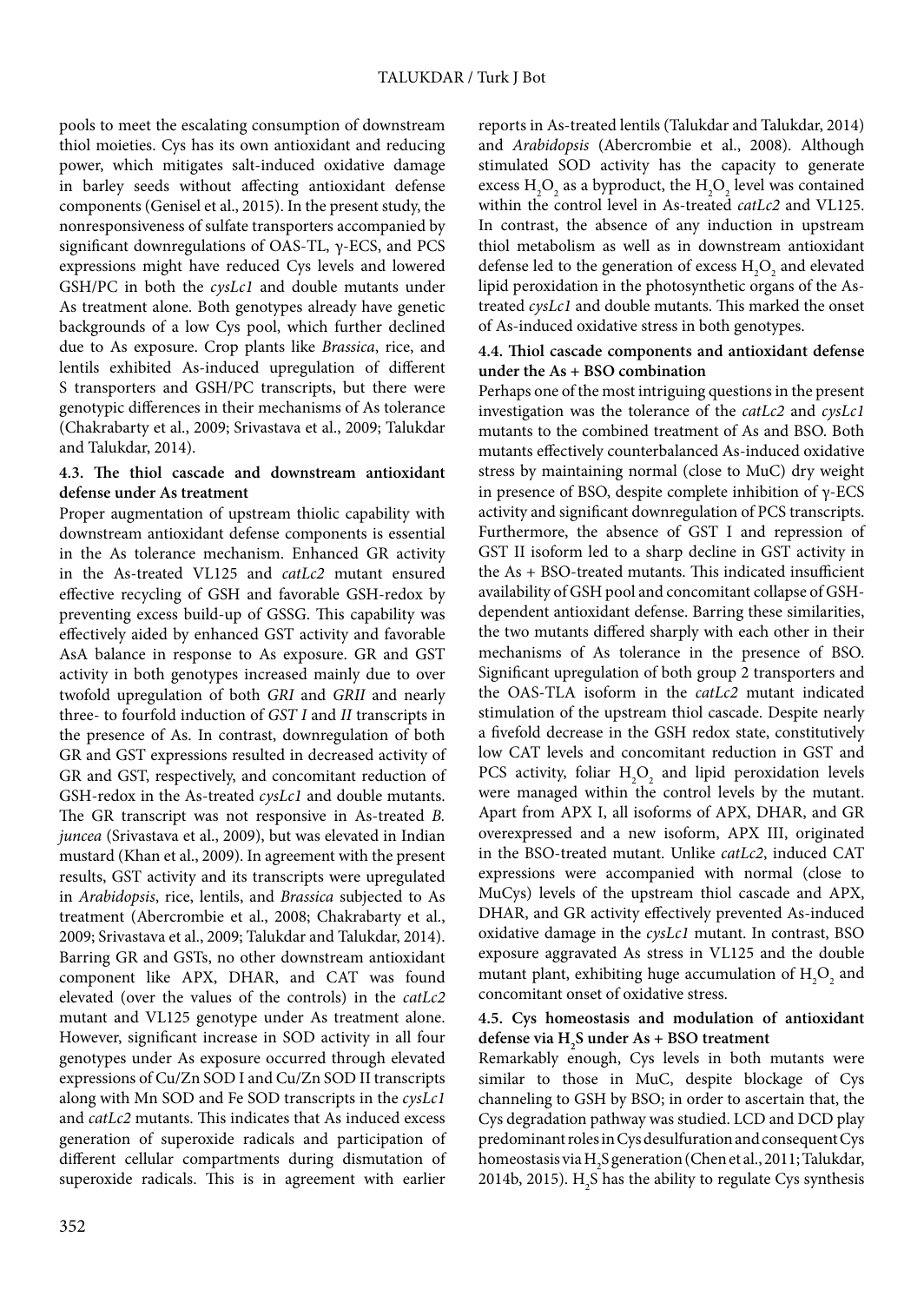pools to meet the escalating consumption of downstream thiol moieties. Cys has its own antioxidant and reducing power, which mitigates salt-induced oxidative damage in barley seeds without affecting antioxidant defense components (Genisel et al., 2015). In the present study, the nonresponsiveness of sulfate transporters accompanied by significant downregulations of OAS-TL, γ-ECS, and PCS expressions might have reduced Cys levels and lowered GSH/PC in both the *cysLc1* and double mutants under As treatment alone. Both genotypes already have genetic backgrounds of a low Cys pool, which further declined due to As exposure. Crop plants like *Brassica*, rice, and lentils exhibited As-induced upregulation of different S transporters and GSH/PC transcripts, but there were genotypic differences in their mechanisms of As tolerance (Chakrabarty et al., 2009; Srivastava et al., 2009; Talukdar and Talukdar, 2014).

### 4.3. The thiol cascade and downstream antioxidant defense under As treatment

Proper augmentation of upstream thiolic capability with downstream antioxidant defense components is essential in the As tolerance mechanism. Enhanced GR activity in the As-treated VL125 and *catLc2* mutant ensured effective recycling of GSH and favorable GSH-redox by preventing excess build-up of GSSG. This capability was effectively aided by enhanced GST activity and favorable AsA balance in response to As exposure. GR and GST activity in both genotypes increased mainly due to over twofold upregulation of both *GRI* and *GRII* and nearly three- to fourfold induction of *GST I* and *II* transcripts in the presence of As. In contrast, downregulation of both GR and GST expressions resulted in decreased activity of GR and GST, respectively, and concomitant reduction of GSH-redox in the As-treated *cysLc1* and double mutants. The GR transcript was not responsive in As-treated *B. juncea* (Srivastava et al., 2009), but was elevated in Indian mustard (Khan et al., 2009). In agreement with the present results, GST activity and its transcripts were upregulated in *Arabidopsis*, rice, lentils, and *Brassica* subjected to As treatment (Abercrombie et al., 2008; Chakrabarty et al., 2009; Srivastava et al., 2009; Talukdar and Talukdar, 2014). Barring GR and GSTs, no other downstream antioxidant component like APX, DHAR, and CAT was found elevated (over the values of the controls) in the *catLc2* mutant and VL125 genotype under As treatment alone. However, significant increase in SOD activity in all four genotypes under As exposure occurred through elevated expressions of Cu/Zn SOD I and Cu/Zn SOD II transcripts along with Mn SOD and Fe SOD transcripts in the *cysLc1* and *catLc2* mutants. This indicates that As induced excess generation of superoxide radicals and participation of different cellular compartments during dismutation of superoxide radicals. This is in agreement with earlier reports in As-treated lentils (Talukdar and Talukdar, 2014) and *Arabidopsis* (Abercrombie et al., 2008). Although stimulated SOD activity has the capacity to generate excess $H_2O_2$ as a byproduct, the $H_2O_2$ level was contained within the control level in As-treated *catLc2* and VL125. In contrast, the absence of any induction in upstream thiol metabolism as well as in downstream antioxidant defense led to the generation of excess $H_2O_2$ and elevated lipid peroxidation in the photosynthetic organs of the As-treated *cysLc1* and double mutants. This marked the onset of As-induced oxidative stress in both genotypes.

### 4.4. Thiol cascade components and antioxidant defense under the As + BSO combination

Perhaps one of the most intriguing questions in the present investigation was the tolerance of the *catLc2* and *cysLc1* mutants to the combined treatment of As and BSO. Both mutants effectively counterbalanced As-induced oxidative stress by maintaining normal (close to MuC) dry weight in presence of BSO, despite complete inhibition of γ-ECS activity and significant downregulation of PCS transcripts. Furthermore, the absence of GST I and repression of GST II isoform led to a sharp decline in GST activity in the As + BSO-treated mutants. This indicated insufficient availability of GSH pool and concomitant collapse of GSH-dependent antioxidant defense. Barring these similarities, the two mutants differed sharply with each other in their mechanisms of As tolerance in the presence of BSO. Significant upregulation of both group 2 transporters and the OAS-TLA isoform in the *catLc2* mutant indicated stimulation of the upstream thiol cascade. Despite nearly a fivefold decrease in the GSH redox state, constitutively low CAT levels and concomitant reduction in GST and PCS activity, foliar $H_2O_2$ and lipid peroxidation levels were managed within the control levels by the mutant. Apart from APX I, all isoforms of APX, DHAR, and GR overexpressed and a new isoform, APX III, originated in the BSO-treated mutant. Unlike *catLc2*, induced CAT expressions were accompanied with normal (close to MuCys) levels of the upstream thiol cascade and APX, DHAR, and GR activity effectively prevented As-induced oxidative damage in the *cysLc1* mutant. In contrast, BSO exposure aggravated As stress in VL125 and the double mutant plant, exhibiting huge accumulation of $H_2O_2$ and concomitant onset of oxidative stress.

### 4.5. Cys homeostasis and modulation of antioxidant defense via $H_2S$ under As + BSO treatment

Remarkably enough, Cys levels in both mutants were similar to those in MuC, despite blockage of Cys channeling to GSH by BSO; in order to ascertain that, the Cys degradation pathway was studied. LCD and DCD play predominant roles in Cys desulfuration and consequent Cys homeostasis via $H_2S$ generation (Chen et al., 2011; Talukdar, 2014b, 2015). $H_2S$ has the ability to regulate Cys synthesis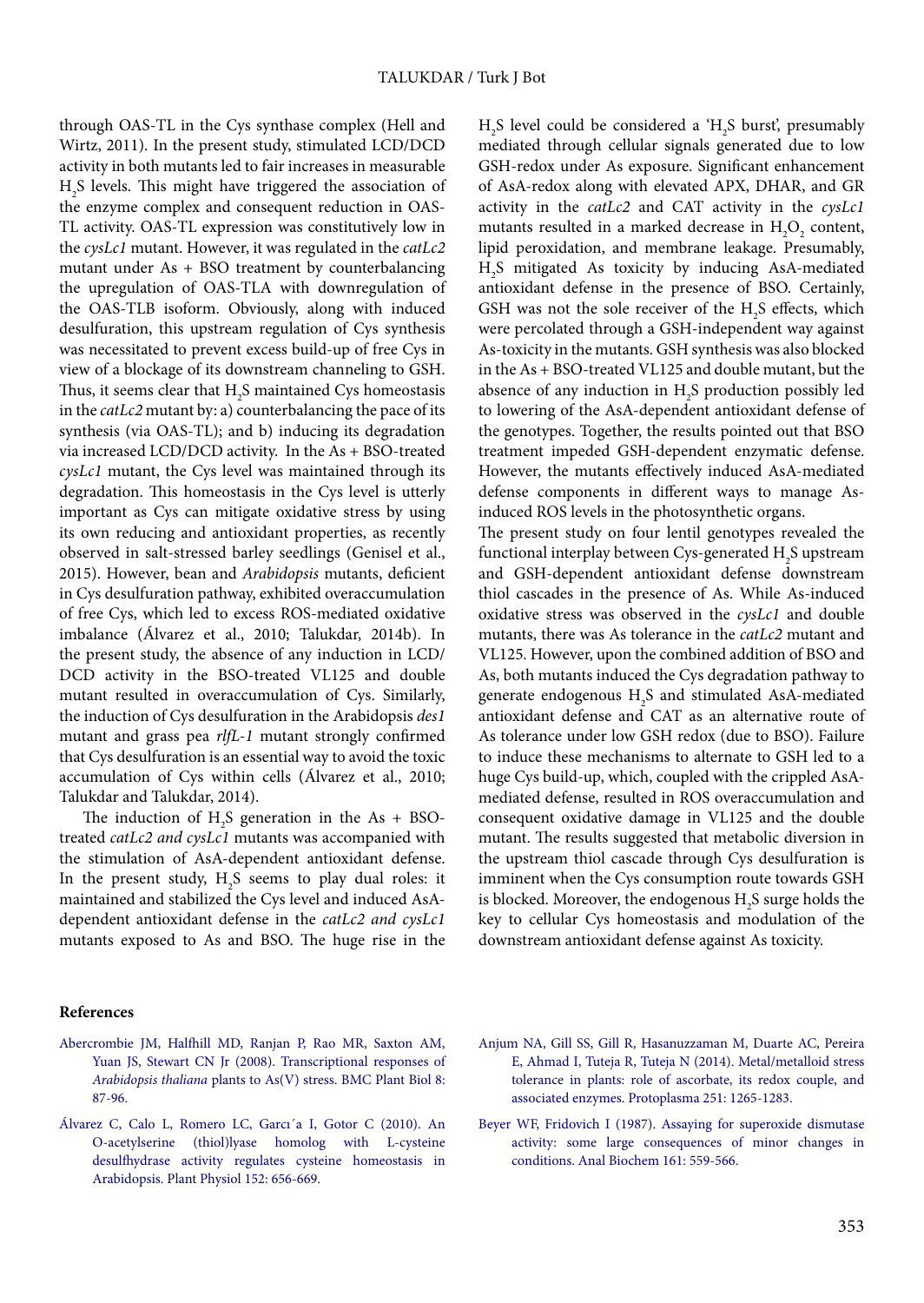through OAS-TL in the Cys synthase complex (Hell and Wirtz, 2011). In the present study, stimulated LCD/DCD activity in both mutants led to fair increases in measurable $H_2S$ levels. This might have triggered the association of the enzyme complex and consequent reduction in OAS-TL activity. OAS-TL expression was constitutively low in the *cysLc1* mutant. However, it was regulated in the *catLc2* mutant under As + BSO treatment by counterbalancing the upregulation of OAS-TLA with downregulation of the OAS-TLB isoform. Obviously, along with induced desulfuration, this upstream regulation of Cys synthesis was necessitated to prevent excess build-up of free Cys in view of a blockage of its downstream channeling to GSH. Thus, it seems clear that $H_2S$ maintained Cys homeostasis in the *catLc2* mutant by: a) counterbalancing the pace of its synthesis (via OAS-TL); and b) inducing its degradation via increased LCD/DCD activity. In the As + BSO-treated *cysLc1* mutant, the Cys level was maintained through its degradation. This homeostasis in the Cys level is utterly important as Cys can mitigate oxidative stress by using its own reducing and antioxidant properties, as recently observed in salt-stressed barley seedlings (Genisel et al., 2015). However, bean and *Arabidopsis* mutants, deficient in Cys desulfuration pathway, exhibited overaccumulation of free Cys, which led to excess ROS-mediated oxidative imbalance (Álvarez et al., 2010; Talukdar, 2014b). In the present study, the absence of any induction in LCD/DCD activity in the BSO-treated VL125 and double mutant resulted in overaccumulation of Cys. Similarly, the induction of Cys desulfuration in the Arabidopsis *des1* mutant and grass pea *rlfL-1* mutant strongly confirmed that Cys desulfuration is an essential way to avoid the toxic accumulation of Cys within cells (Álvarez et al., 2010; Talukdar and Talukdar, 2014).

The induction of $H_2S$ generation in the As + BSO-treated *catLc2 and cysLc1* mutants was accompanied with the stimulation of AsA-dependent antioxidant defense. In the present study, $H_2S$ seems to play dual roles: it maintained and stabilized the Cys level and induced AsA-dependent antioxidant defense in the *catLc2 and cysLc1* mutants exposed to As and BSO. The huge rise in the $H_2S$ level could be considered a '$H_2S$ burst', presumably mediated through cellular signals generated due to low GSH-redox under As exposure. Significant enhancement of AsA-redox along with elevated APX, DHAR, and GR activity in the *catLc2* and CAT activity in the *cysLc1* mutants resulted in a marked decrease in $H_2O_2$ content, lipid peroxidation, and membrane leakage. Presumably, $H_2S$ mitigated As toxicity by inducing AsA-mediated antioxidant defense in the presence of BSO. Certainly, GSH was not the sole receiver of the $H_2S$ effects, which were percolated through a GSH-independent way against As-toxicity in the mutants. GSH synthesis was also blocked in the As + BSO-treated VL125 and double mutant, but the absence of any induction in $H_2S$ production possibly led to lowering of the AsA-dependent antioxidant defense of the genotypes. Together, the results pointed out that BSO treatment impeded GSH-dependent enzymatic defense. However, the mutants effectively induced AsA-mediated defense components in different ways to manage As-induced ROS levels in the photosynthetic organs.

The present study on four lentil genotypes revealed the functional interplay between Cys-generated $H_2S$ upstream and GSH-dependent antioxidant defense downstream thiol cascades in the presence of As. While As-induced oxidative stress was observed in the *cysLc1* and double mutants, there was As tolerance in the *catLc2* mutant and VL125. However, upon the combined addition of BSO and As, both mutants induced the Cys degradation pathway to generate endogenous $H_2S$ and stimulated AsA-mediated antioxidant defense and CAT as an alternative route of As tolerance under low GSH redox (due to BSO). Failure to induce these mechanisms to alternate to GSH led to a huge Cys build-up, which, coupled with the crippled AsA-mediated defense, resulted in ROS overaccumulation and consequent oxidative damage in VL125 and the double mutant. The results suggested that metabolic diversion in the upstream thiol cascade through Cys desulfuration is imminent when the Cys consumption route towards GSH is blocked. Moreover, the endogenous $H_2S$ surge holds the key to cellular Cys homeostasis and modulation of the downstream antioxidant defense against As toxicity.

## References

Abercrombie JM, Halfhill MD, Ranjan P, Rao MR, Saxton AM, Yuan JS, Stewart CN Jr (2008). Transcriptional responses of *Arabidopsis thaliana* plants to As(V) stress. BMC Plant Biol 8: 87-96.

Álvarez C, Calo L, Romero LC, Garcı´a I, Gotor C (2010). An O-acetylserine (thiol)lyase homolog with L-cysteine desulfhydrase activity regulates cysteine homeostasis in Arabidopsis. Plant Physiol 152: 656-669.

Anjum NA, Gill SS, Gill R, Hasanuzzaman M, Duarte AC, Pereira E, Ahmad I, Tuteja R, Tuteja N (2014). Metal/metalloid stress tolerance in plants: role of ascorbate, its redox couple, and associated enzymes. Protoplasma 251: 1265-1283.

Beyer WF, Fridovich I (1987). Assaying for superoxide dismutase activity: some large consequences of minor changes in conditions. Anal Biochem 161: 559-566.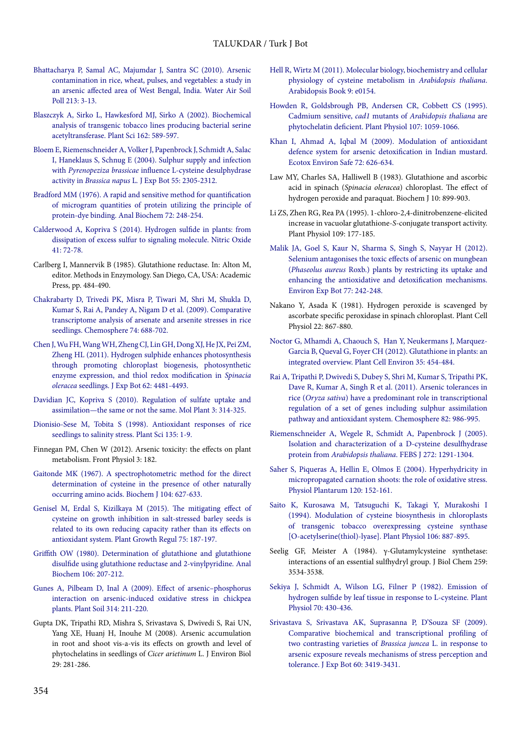Bhattacharya P, Samal AC, Majumdar J, Santra SC (2010). Arsenic contamination in rice, wheat, pulses, and vegetables: a study in an arsenic affected area of West Bengal, India. Water Air Soil Poll 213: 3-13.

Blaszczyk A, Sirko L, Hawkesford MJ, Sirko A (2002). Biochemical analysis of transgenic tobacco lines producing bacterial serine acetyltransferase. Plant Sci 162: 589-597.

Bloem E, Riemenschneider A, Volker J, Papenbrock J, Schmidt A, Salac I, Haneklaus S, Schnug E (2004). Sulphur supply and infection with *Pyrenopeziza brassicae* influence L-cysteine desulphydrase activity in *Brassica napus* L. J Exp Bot 55: 2305-2312.

Bradford MM (1976). A rapid and sensitive method for quantification of microgram quantities of protein utilizing the principle of protein-dye binding. Anal Biochem 72: 248-254.

Calderwood A, Kopriva S (2014). Hydrogen sulfide in plants: from dissipation of excess sulfur to signaling molecule. Nitric Oxide 41: 72-78.

Carlberg I, Mannervik B (1985). Glutathione reductase. In: Alton M, editor. Methods in Enzymology. San Diego, CA, USA: Academic Press, pp. 484-490.

Chakrabarty D, Trivedi PK, Misra P, Tiwari M, Shri M, Shukla D, Kumar S, Rai A, Pandey A, Nigam D et al. (2009). Comparative transcriptome analysis of arsenate and arsenite stresses in rice seedlings. Chemosphere 74: 688-702.

Chen J, Wu FH, Wang WH, Zheng CJ, Lin GH, Dong XJ, He JX, Pei ZM, Zheng HL (2011). Hydrogen sulphide enhances photosynthesis through promoting chloroplast biogenesis, photosynthetic enzyme expression, and thiol redox modification in *Spinacia oleracea* seedlings. J Exp Bot 62: 4481-4493.

Davidian JC, Kopriva S (2010). Regulation of sulfate uptake and assimilation—the same or not the same. Mol Plant 3: 314-325.

Dionisio-Sese M, Tobita S (1998). Antioxidant responses of rice seedlings to salinity stress. Plant Sci 135: 1-9.

Finnegan PM, Chen W (2012). Arsenic toxicity: the effects on plant metabolism. Front Physiol 3: 182.

Gaitonde MK (1967). A spectrophotometric method for the direct determination of cysteine in the presence of other naturally occurring amino acids. Biochem J 104: 627-633.

Genisel M, Erdal S, Kizilkaya M (2015). The mitigating effect of cysteine on growth inhibition in salt-stressed barley seeds is related to its own reducing capacity rather than its effects on antioxidant system. Plant Growth Regul 75: 187-197.

Griffith OW (1980). Determination of glutathione and glutathione disulfide using glutathione reductase and 2-vinylpyridine. Anal Biochem 106: 207-212.

Gunes A, Pilbeam D, Inal A (2009). Effect of arsenic–phosphorus interaction on arsenic-induced oxidative stress in chickpea plants. Plant Soil 314: 211-220.

Gupta DK, Tripathi RD, Mishra S, Srivastava S, Dwivedi S, Rai UN, Yang XE, Huanj H, Inouhe M (2008). Arsenic accumulation in root and shoot vis-a-vis its effects on growth and level of phytochelatins in seedlings of *Cicer arietinum* L. J Environ Biol 29: 281-286.

Hell R, Wirtz M (2011). Molecular biology, biochemistry and cellular physiology of cysteine metabolism in *Arabidopsis thaliana*. Arabidopsis Book 9: e0154.

Howden R, Goldsbrough PB, Andersen CR, Cobbett CS (1995). Cadmium sensitive, *cad1* mutants of *Arabidopsis thaliana* are phytochelatin deficient. Plant Physiol 107: 1059-1066.

Khan I, Ahmad A, Iqbal M (2009). Modulation of antioxidant defence system for arsenic detoxification in Indian mustard. Ecotox Environ Safe 72: 626-634.

Law MY, Charles SA, Halliwell B (1983). Glutathione and ascorbic acid in spinach (*Spinacia oleracea*) chloroplast. The effect of hydrogen peroxide and paraquat. Biochem J 10: 899-903.

Li ZS, Zhen RG, Rea PA (1995). 1-chloro-2,4-dinitrobenzene-elicited increase in vacuolar glutathione-*S*-conjugate transport activity. Plant Physiol 109: 177-185.

Malik JA, Goel S, Kaur N, Sharma S, Singh S, Nayyar H (2012). Selenium antagonises the toxic effects of arsenic on mungbean (*Phaseolus aureus* Roxb.) plants by restricting its uptake and enhancing the antioxidative and detoxification mechanisms. Environ Exp Bot 77: 242-248.

Nakano Y, Asada K (1981). Hydrogen peroxide is scavenged by ascorbate specific peroxidase in spinach chloroplast. Plant Cell Physiol 22: 867-880.

Noctor G, Mhamdi A, Chaouch S, Han Y, Neukermans J, Marquez-Garcia B, Queval G, Foyer CH (2012). Glutathione in plants: an integrated overview. Plant Cell Environ 35: 454-484.

Rai A, Tripathi P, Dwivedi S, Dubey S, Shri M, Kumar S, Tripathi PK, Dave R, Kumar A, Singh R et al. (2011). Arsenic tolerances in rice (*Oryza sativa*) have a predominant role in transcriptional regulation of a set of genes including sulphur assimilation pathway and antioxidant system. Chemosphere 82: 986-995.

Riemenschneider A, Wegele R, Schmidt A, Papenbrock J (2005). Isolation and characterization of a D-cysteine desulfhydrase protein from *Arabidopsis thaliana*. FEBS J 272: 1291-1304.

Saher S, Piqueras A, Hellin E, Olmos E (2004). Hyperhydricity in micropropagated carnation shoots: the role of oxidative stress. Physiol Plantarum 120: 152-161.

Saito K, Kurosawa M, Tatsuguchi K, Takagi Y, Murakoshi I (1994). Modulation of cysteine biosynthesis in chloroplasts of transgenic tobacco overexpressing cysteine synthase [O-acetylserine(thiol)-lyase]. Plant Physiol 106: 887-895.

Seelig GF, Meister A (1984). γ-Glutamylcysteine synthetase: interactions of an essential sulfhydryl group. J Biol Chem 259: 3534-3538.

Sekiya J, Schmidt A, Wilson LG, Filner P (1982). Emission of hydrogen sulfide by leaf tissue in response to L-cysteine. Plant Physiol 70: 430-436.

Srivastava S, Srivastava AK, Suprasanna P, D'Souza SF (2009). Comparative biochemical and transcriptional profiling of two contrasting varieties of *Brassica juncea* L. in response to arsenic exposure reveals mechanisms of stress perception and tolerance. J Exp Bot 60: 3419-3431.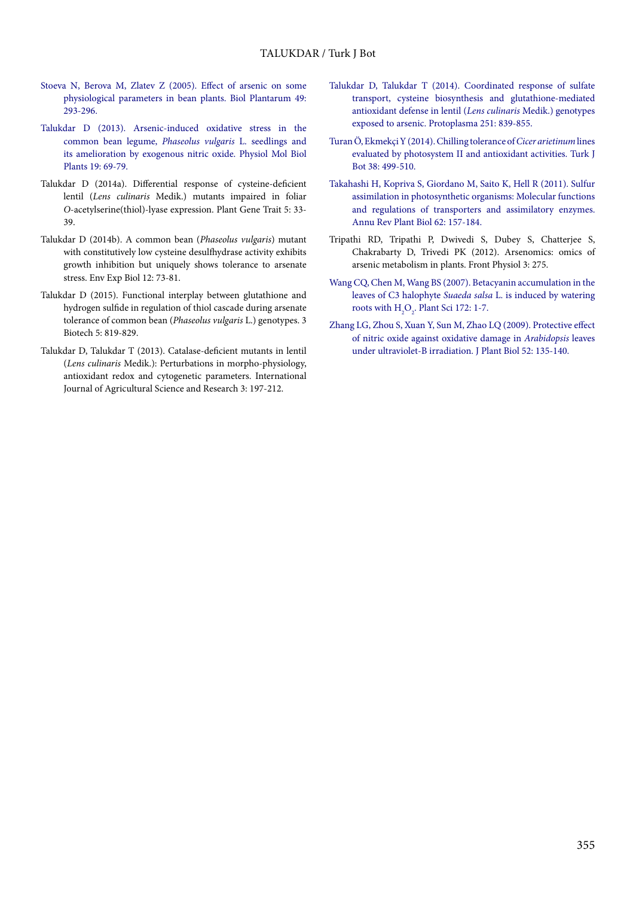Stoeva N, Berova M, Zlatev Z (2005). Effect of arsenic on some physiological parameters in bean plants. Biol Plantarum 49: 293-296.

Talukdar D (2013). Arsenic-induced oxidative stress in the common bean legume, *Phaseolus vulgaris* L. seedlings and its amelioration by exogenous nitric oxide. Physiol Mol Biol Plants 19: 69-79.

Talukdar D (2014a). Differential response of cysteine-deficient lentil (*Lens culinaris* Medik.) mutants impaired in foliar *O*-acetylserine(thiol)-lyase expression. Plant Gene Trait 5: 33-39.

Talukdar D (2014b). A common bean (*Phaseolus vulgaris*) mutant with constitutively low cysteine desulfhydrase activity exhibits growth inhibition but uniquely shows tolerance to arsenate stress. Env Exp Biol 12: 73-81.

Talukdar D (2015). Functional interplay between glutathione and hydrogen sulfide in regulation of thiol cascade during arsenate tolerance of common bean (*Phaseolus vulgaris* L.) genotypes. 3 Biotech 5: 819-829.

Talukdar D, Talukdar T (2013). Catalase-deficient mutants in lentil (*Lens culinaris* Medik.): Perturbations in morpho-physiology, antioxidant redox and cytogenetic parameters. International Journal of Agricultural Science and Research 3: 197-212.

Talukdar D, Talukdar T (2014). Coordinated response of sulfate transport, cysteine biosynthesis and glutathione-mediated antioxidant defense in lentil (*Lens culinaris* Medik.) genotypes exposed to arsenic. Protoplasma 251: 839-855.

Turan Ö, Ekmekçi Y (2014). Chilling tolerance of *Cicer arietinum* lines evaluated by photosystem II and antioxidant activities. Turk J Bot 38: 499-510.

Takahashi H, Kopriva S, Giordano M, Saito K, Hell R (2011). Sulfur assimilation in photosynthetic organisms: Molecular functions and regulations of transporters and assimilatory enzymes. Annu Rev Plant Biol 62: 157-184.

Tripathi RD, Tripathi P, Dwivedi S, Dubey S, Chatterjee S, Chakrabarty D, Trivedi PK (2012). Arsenomics: omics of arsenic metabolism in plants. Front Physiol 3: 275.

Wang CQ, Chen M, Wang BS (2007). Betacyanin accumulation in the leaves of C3 halophyte *Suaeda salsa* L. is induced by watering roots with $H_2O_2$. Plant Sci 172: 1-7.

Zhang LG, Zhou S, Xuan Y, Sun M, Zhao LQ (2009). Protective effect of nitric oxide against oxidative damage in *Arabidopsis* leaves under ultraviolet-B irradiation. J Plant Biol 52: 135-140.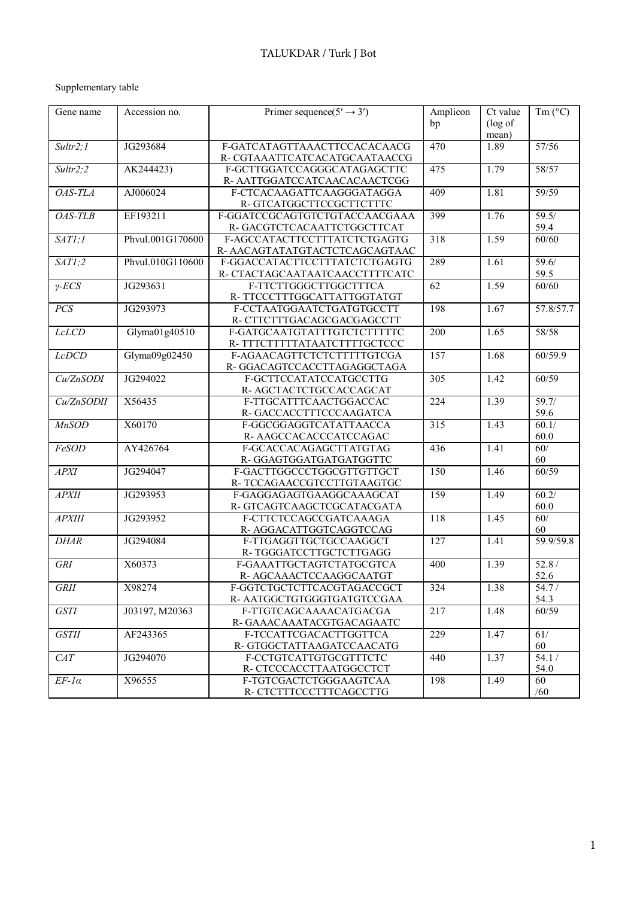Supplementary table

| Gene name | Accession no. | Primer sequence(5′ → 3′) | Amplicon bp | Ct value (log of mean) | Tm (°C) |
|---|---|---|---|---|---|
| *Sultr2;1* | JG293684 | F-GATCATAGTTAAACTTCCACACAACG<br>R- CGTAAATTCATCACATGCAATAACCG | 470 | 1.89 | 57/56 |
| *Sultr2;2* | AK244423) | F-GCTTGGATCCAGGGCATAGAGCTTC<br>R- AATTGGATCCATCAACACAACTCGG | 475 | 1.79 | 58/57 |
| *OAS-TLA* | AJ006024 | F-CTCACAAGATTCAAGGGATAGGA<br>R- GTCATGGCTTCCGCTTCTTTC | 409 | 1.81 | 59/59 |
| *OAS-TLB* | EF193211 | F-GGATCCGCAGTGTCTGTACCAACGAAA<br>R- GACGTCTCACAATTCTGGCTTCAT | 399 | 1.76 | 59.5/ 59.4 |
| *SAT1;1* | Phvul.001G170600 | F-AGCCATACTTCCTTTATCTCTGAGTG<br>R- AACAGTATATGTACTCTCAGCAGTAAC | 318 | 1.59 | 60/60 |
| *SAT1;2* | Phvul.010G110600 | F-GGACCATACTTCCTTTATCTCTGAGTG<br>R- CTACTAGCAATAATCAACCTTTTCATC | 289 | 1.61 | 59.6/ 59.5 |
| *γ-ECS* | JG293631 | F-TTCTTGGGCTTGGCTTTCA<br>R- TTCCCTTTGGCATTATTGGTATGT | 62 | 1.59 | 60/60 |
| *PCS* | JG293973 | F-CCTAATGGAATCTGATGTGCCTT<br>R- CTTCTTTGACAGCGACGAGCCTT | 198 | 1.67 | 57.8/57.7 |
| *LcLCD* | Glyma01g40510 | F-GATGCAATGTATTTGTCTCTTTTTC<br>R- TTTCTTTTTATAATCTTTTGCTCCC | 200 | 1.65 | 58/58 |
| *LcDCD* | Glyma09g02450 | F-AGAACAGTTCTCTCTTTTTGTCGA<br>R- GGACAGTCCACCTTAGAGGCTAGA | 157 | 1.68 | 60/59.9 |
| *Cu/ZnSODI* | JG294022 | F-GCTTCCATATCCATGCCTTG<br>R- AGCTACTCTGCCACCAGCAT | 305 | 1.42 | 60/59 |
| *Cu/ZnSODII* | X56435 | F-TTGCATTTCAACTGGACCAC<br>R- GACCACCTTTCCCAAGATCA | 224 | 1.39 | 59.7/ 59.6 |
| *MnSOD* | X60170 | F-GGCGGAGGTCATATTAACCA<br>R- AAGCCACACCCATCCAGAC | 315 | 1.43 | 60.1/ 60.0 |
| *FeSOD* | AY426764 | F-GCACCACAGAGCTTATGTAG<br>R- GGAGTGGATGATGATGGTTC | 436 | 1.41 | 60/ 60 |
| *APXI* | JG294047 | F-GACTTGGCCCTGGCGTTGTTGCT<br>R- TCCAGAACCGTCCTTGTAAGTGC | 150 | 1.46 | 60/59 |
| *APXII* | JG293953 | F-GAGGAGAGTGAAGGCAAAGCAT<br>R- GTCAGTCAAGCTCGCATACGATA | 159 | 1.49 | 60.2/ 60.0 |
| *APXIII* | JG293952 | F-CTTCTCCAGCCGATCAAAGA<br>R- AGGACATTGGTCAGGTCCAG | 118 | 1.45 | 60/ 60 |
| *DHAR* | JG294084 | F-TTGAGGTTGCTGCCAAGGCT<br>R- TGGGATCCTTGCTCTTGAGG | 127 | 1.41 | 59.9/59.8 |
| *GRI* | X60373 | F-GAAATTGCTAGTCTATGCGTCA<br>R- AGCAAACTCCAAGGCAATGT | 400 | 1.39 | 52.8 / 52.6 |
| *GRII* | X98274 | F-GGTCTGCTCTTCACGTAGACCGCT<br>R- AATGGCTGTGGGTGATGTCCGAA | 324 | 1.38 | 54.7 / 54.3 |
| *GSTI* | J03197, M20363 | F-TTGTCAGCAAAACATGACGA<br>R- GAAACAAATACGTGACAGAATC | 217 | 1.48 | 60/59 |
| *GSTII* | AF243365 | F-TCCATTCGACACTTGGTTCA<br>R- GTGGCTATTAAGATCCAACATG | 229 | 1.47 | 61/ 60 |
| *CAT* | JG294070 | F-CCTGTCATTGTGCGTTTCTC<br>R- CTCCCACCTTAATGGCCTCT | 440 | 1.37 | 54.1 / 54.0 |
| *EF-1α* | X96555 | F-TGTCGACTCTGGGAAGTCAA<br>R- CTCTTTCCCTTTCAGCCTTG | 198 | 1.49 | 60 /60 |